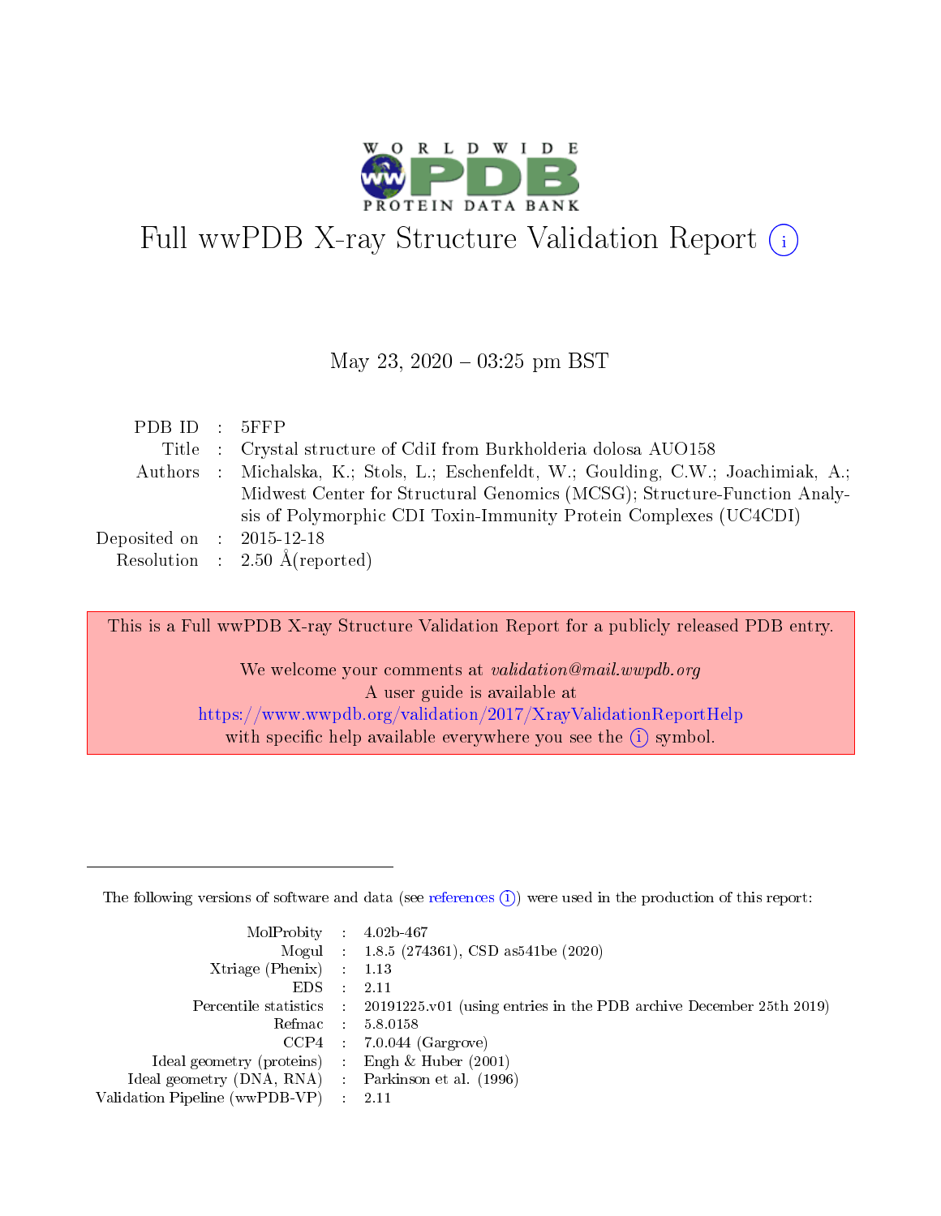# Full wwPDB X-ray Structure Validation Report (i)

May 23, 2020 – 03:25 pm BST

| | | |
|---|---|---|
| PDB ID | : | 5FFP |
| Title | : | Crystal structure of CdiI from Burkholderia dolosa AUO158 |
| Authors | : | Michalska, K.; Stols, L.; Eschenfeldt, W.; Goulding, C.W.; Joachimiak, A.; Midwest Center for Structural Genomics (MCSG); Structure-Function Analysis of Polymorphic CDI Toxin-Immunity Protein Complexes (UC4CDI) |
| Deposited on | : | 2015-12-18 |
| Resolution | : | 2.50 Å(reported) |

This is a Full wwPDB X-ray Structure Validation Report for a publicly released PDB entry.

We welcome your comments at *validation@mail.wwpdb.org*
A user guide is available at
https://www.wwpdb.org/validation/2017/XrayValidationReportHelp
with specific help available everywhere you see the (i) symbol.

---

The following versions of software and data (see references (i)) were used in the production of this report:

| | | |
|---|---|---|
| MolProbity | : | 4.02b-467 |
| Mogul | : | 1.8.5 (274361), CSD as541be (2020) |
| Xtriage (Phenix) | : | 1.13 |
| EDS | : | 2.11 |
| Percentile statistics | : | 20191225.v01 (using entries in the PDB archive December 25th 2019) |
| Refmac | : | 5.8.0158 |
| CCP4 | : | 7.0.044 (Gargrove) |
| Ideal geometry (proteins) | : | Engh & Huber (2001) |
| Ideal geometry (DNA, RNA) | : | Parkinson et al. (1996) |
| Validation Pipeline (wwPDB-VP) | : | 2.11 |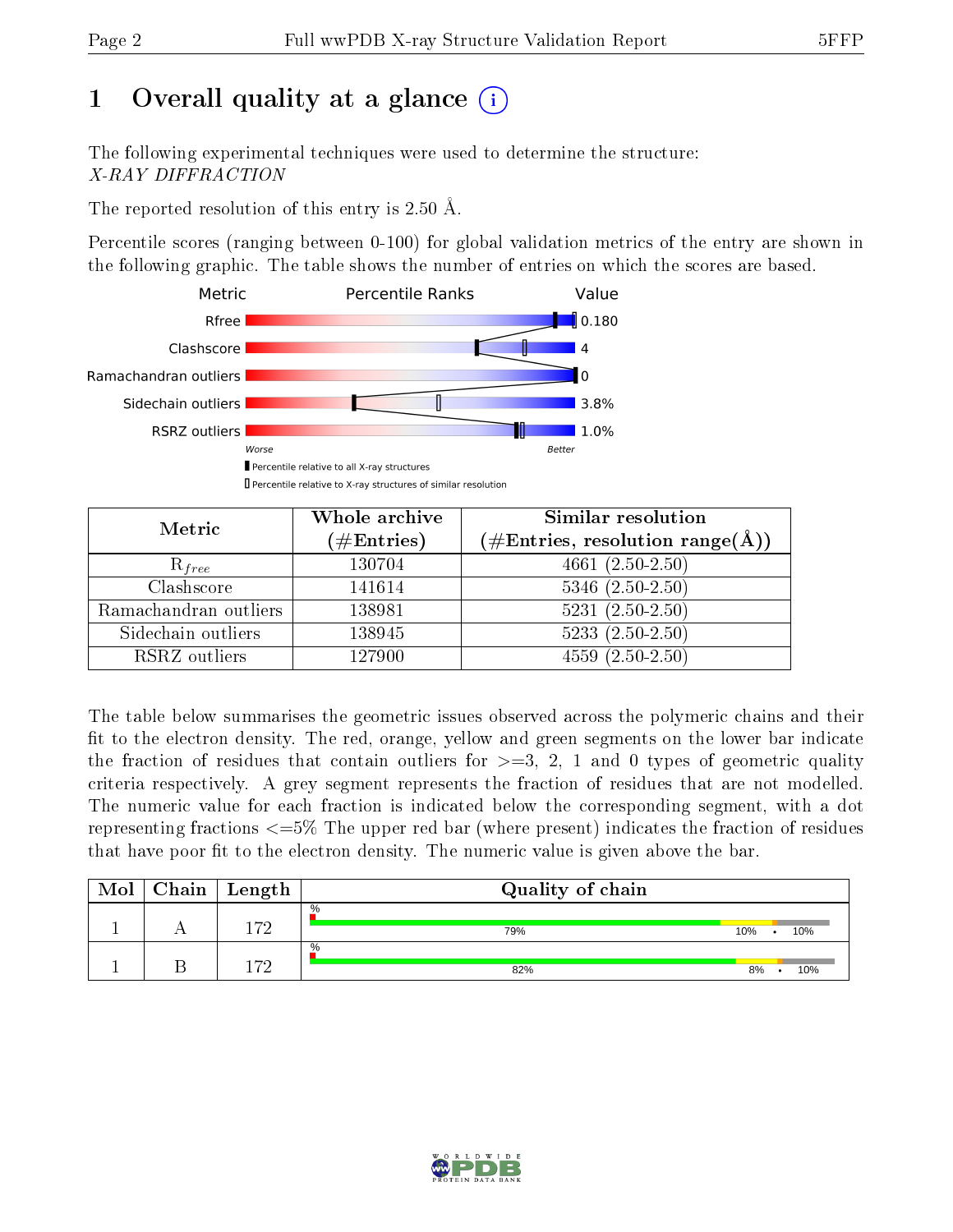# 1 Overall quality at a glance (i)

The following experimental techniques were used to determine the structure:
*X-RAY DIFFRACTION*

The reported resolution of this entry is 2.50 Å.

Percentile scores (ranging between 0-100) for global validation metrics of the entry are shown in the following graphic. The table shows the number of entries on which the scores are based.

| Metric | Value |
|---|---|
| Rfree | 0.180 |
| Clashscore | 4 |
| Ramachandran outliers | 0 |
| Sidechain outliers | 3.8% |
| RSRZ outliers | 1.0% |

Worse — Better

▮ Percentile relative to all X-ray structures
▯ Percentile relative to X-ray structures of similar resolution

| Metric | Whole archive (#Entries) | Similar resolution (#Entries, resolution range(Å)) |
|---|---|---|
| $R_{free}$ | 130704 | 4661 (2.50-2.50) |
| Clashscore | 141614 | 5346 (2.50-2.50) |
| Ramachandran outliers | 138981 | 5231 (2.50-2.50) |
| Sidechain outliers | 138945 | 5233 (2.50-2.50) |
| RSRZ outliers | 127900 | 4559 (2.50-2.50) |

The table below summarises the geometric issues observed across the polymeric chains and their fit to the electron density. The red, orange, yellow and green segments on the lower bar indicate the fraction of residues that contain outliers for >=3, 2, 1 and 0 types of geometric quality criteria respectively. A grey segment represents the fraction of residues that are not modelled. The numeric value for each fraction is indicated below the corresponding segment, with a dot representing fractions <=5% The upper red bar (where present) indicates the fraction of residues that have poor fit to the electron density. The numeric value is given above the bar.

| Mol | Chain | Length | Quality of chain |
|---|---|---|---|
| 1 | A | 172 | % ; 79% ; 10% ; • ; 10% |
| 1 | B | 172 | % ; 82% ; 8% ; • ; 10% |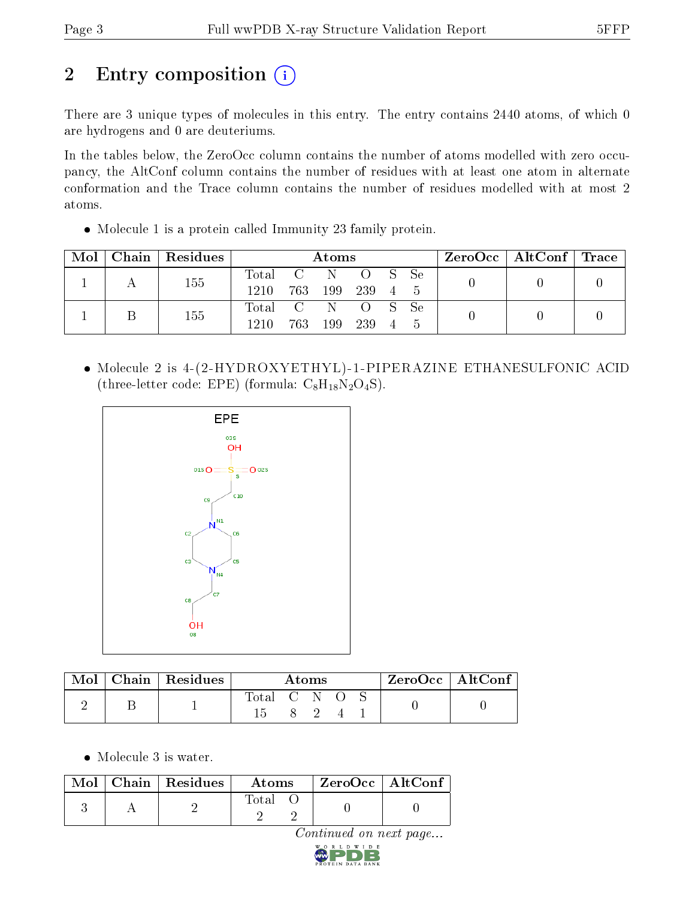# 2 Entry composition

There are 3 unique types of molecules in this entry. The entry contains 2440 atoms, of which 0 are hydrogens and 0 are deuteriums.

In the tables below, the ZeroOcc column contains the number of atoms modelled with zero occupancy, the AltConf column contains the number of residues with at least one atom in alternate conformation and the Trace column contains the number of residues modelled with at most 2 atoms.

- Molecule 1 is a protein called Immunity 23 family protein.

| Mol | Chain | Residues | Atoms | | | | | | ZeroOcc | AltConf | Trace |
|---|---|---|---|---|---|---|---|---|---|---|---|
| 1 | A | 155 | Total | C | N | O | S | Se | 0 | 0 | 0 |
| | | | 1210 | 763 | 199 | 239 | 4 | 5 | | | |
| 1 | B | 155 | Total | C | N | O | S | Se | 0 | 0 | 0 |
| | | | 1210 | 763 | 199 | 239 | 4 | 5 | | | |

- Molecule 2 is 4-(2-HYDROXYETHYL)-1-PIPERAZINE ETHANESULFONIC ACID (three-letter code: EPE) (formula: $C_8H_{18}N_2O_4S$).

| Mol | Chain | Residues | Atoms | | | | | ZeroOcc | AltConf |
|---|---|---|---|---|---|---|---|---|---|
| 2 | B | 1 | Total | C | N | O | S | 0 | 0 |
| | | | 15 | 8 | 2 | 4 | 1 | | |

- Molecule 3 is water.

| Mol | Chain | Residues | Atoms | | ZeroOcc | AltConf |
|---|---|---|---|---|---|---|
| 3 | A | 2 | Total | O | 0 | 0 |
| | | | 2 | 2 | | |

*Continued on next page...*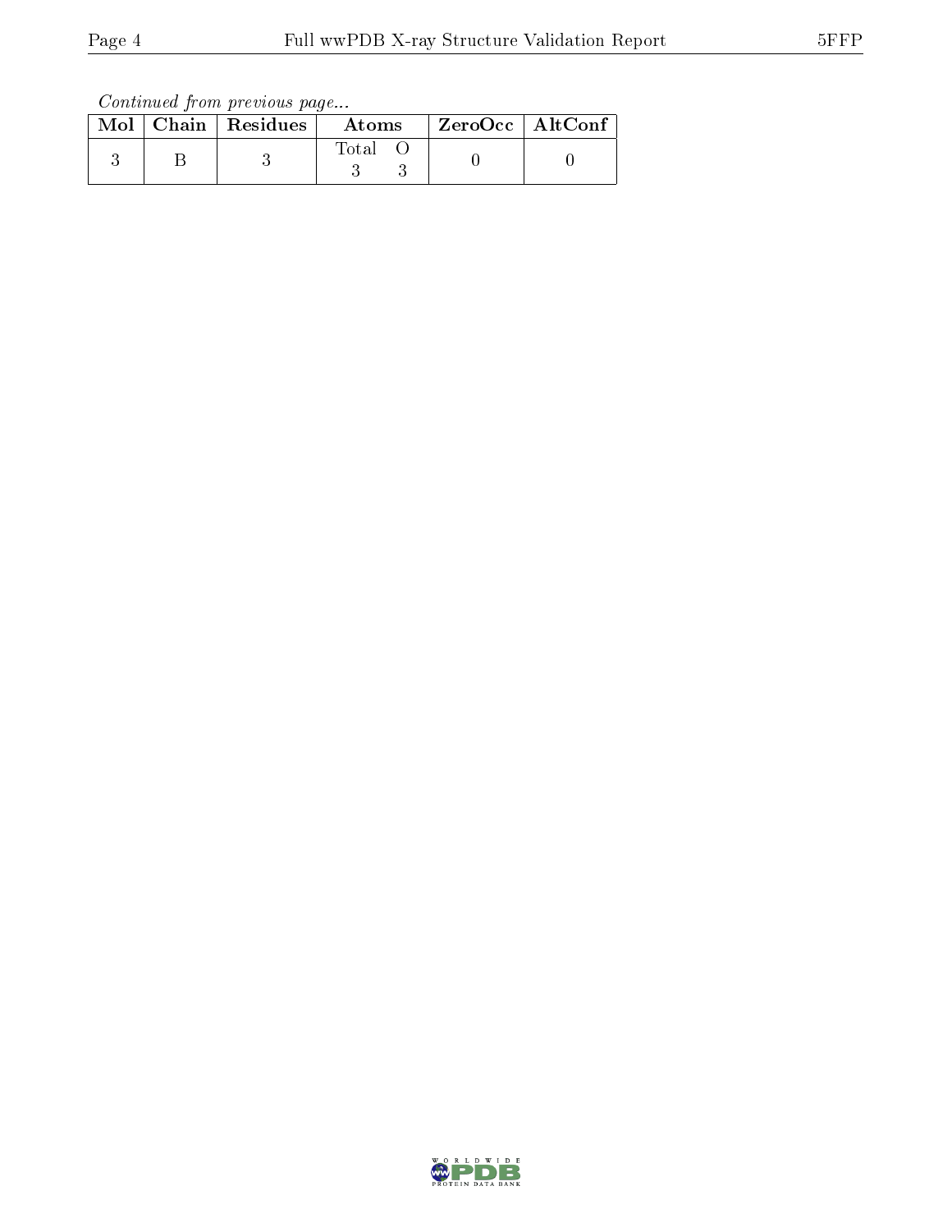*Continued from previous page...*

| Mol | Chain | Residues | Atoms | | ZeroOcc | AltConf |
|---|---|---|---|---|---|---|
| | | | Total | O | | |
| 3 | B | 3 | 3 | 3 | 0 | 0 |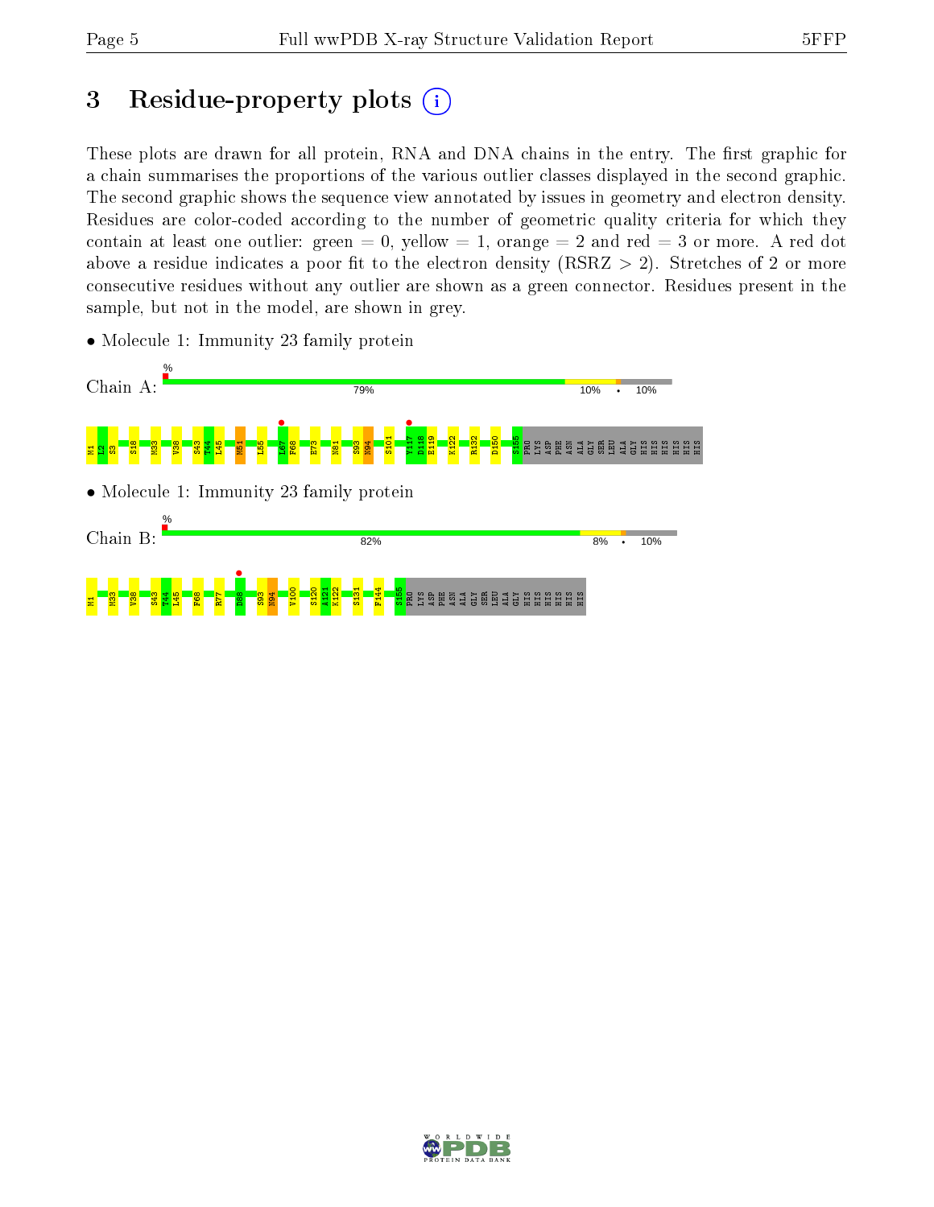# 3 Residue-property plots

These plots are drawn for all protein, RNA and DNA chains in the entry. The first graphic for a chain summarises the proportions of the various outlier classes displayed in the second graphic. The second graphic shows the sequence view annotated by issues in geometry and electron density. Residues are color-coded according to the number of geometric quality criteria for which they contain at least one outlier: green = 0, yellow = 1, orange = 2 and red = 3 or more. A red dot above a residue indicates a poor fit to the electron density (RSRZ > 2). Stretches of 2 or more consecutive residues without any outlier are shown as a green connector. Residues present in the sample, but not in the model, are shown in grey.

- Molecule 1: Immunity 23 family protein

Chain A: % | 79% | 10% | • | 10%

M1 L2 S3 S18 M33 V38 S43 T44 L45 M51 L55 L67 F68 E73 N81 S93 N94 S101 Y117 D118 E119 K122 R132 D150 S155 PRO LYS ASP PHE ASN ALA GLY SER LEU ALA GLY HIS HIS HIS HIS HIS HIS

- Molecule 1: Immunity 23 family protein

Chain B: % | 82% | 8% | • | 10%

M1 M33 V38 S43 T44 L45 F68 R77 D88 S93 N94 V100 S120 A121 K122 S131 F144 S155 PRO LYS ASP PHE ASN ALA GLY SER LEU ALA GLY HIS HIS HIS HIS HIS HIS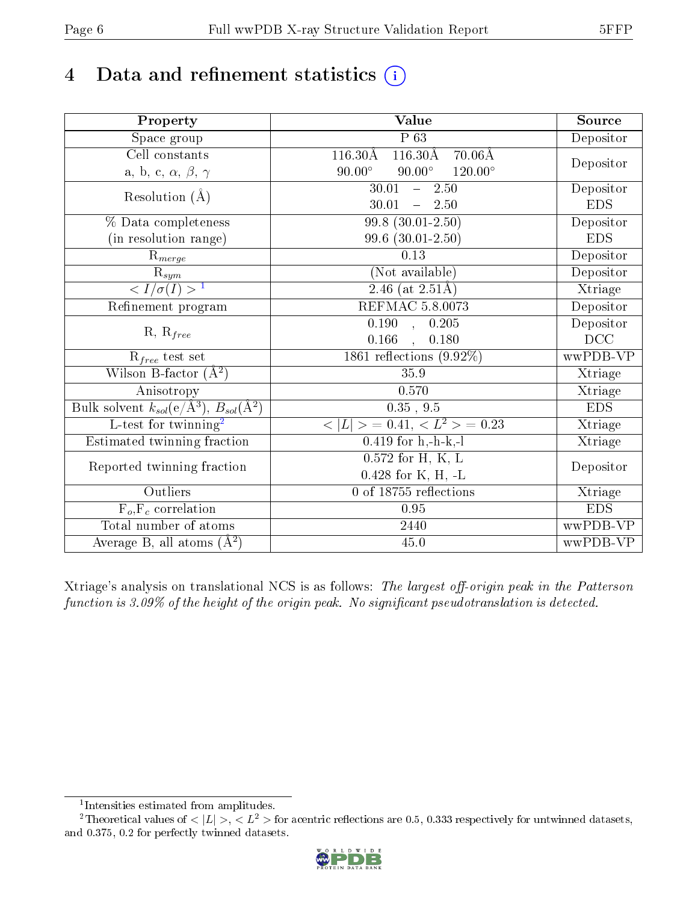# 4 Data and refinement statistics (i)

| Property | Value | Source |
|---|---|---|
| Space group | P 63 | Depositor |
| Cell constants<br>a, b, c, $\alpha$, $\beta$, $\gamma$ | 116.30Å 116.30Å 70.06Å<br>90.00° 90.00° 120.00° | Depositor |
| Resolution (Å) | 30.01 – 2.50<br>30.01 – 2.50 | Depositor<br>EDS |
| % Data completeness<br>(in resolution range) | 99.8 (30.01-2.50)<br>99.6 (30.01-2.50) | Depositor<br>EDS |
| $R_{merge}$ | 0.13 | Depositor |
| $R_{sym}$ | (Not available) | Depositor |
| $< I/\sigma(I) >$ [1] | 2.46 (at 2.51Å) | Xtriage |
| Refinement program | REFMAC 5.8.0073 | Depositor |
| R, $R_{free}$ | 0.190 , 0.205<br>0.166 , 0.180 | Depositor<br>DCC |
| $R_{free}$ test set | 1861 reflections (9.92%) | wwPDB-VP |
| Wilson B-factor (Å$^2$) | 35.9 | Xtriage |
| Anisotropy | 0.570 | Xtriage |
| Bulk solvent $k_{sol}$(e/Å$^3$), $B_{sol}$(Å$^2$) | 0.35 , 9.5 | EDS |
| L-test for twinning[2] | $< \|L\| >$ = 0.41, $< L^2 >$ = 0.23 | Xtriage |
| Estimated twinning fraction | 0.419 for h,-h-k,-l | Xtriage |
| Reported twinning fraction | 0.572 for H, K, L<br>0.428 for K, H, -L | Depositor |
| Outliers | 0 of 18755 reflections | Xtriage |
| $F_o$,$F_c$ correlation | 0.95 | EDS |
| Total number of atoms | 2440 | wwPDB-VP |
| Average B, all atoms (Å$^2$) | 45.0 | wwPDB-VP |

Xtriage's analysis on translational NCS is as follows: *The largest off-origin peak in the Patterson function is 3.09% of the height of the origin peak. No significant pseudotranslation is detected.*

[1] Intensities estimated from amplitudes.

[2] Theoretical values of $< |L| >$, $< L^2 >$ for acentric reflections are 0.5, 0.333 respectively for untwinned datasets, and 0.375, 0.2 for perfectly twinned datasets.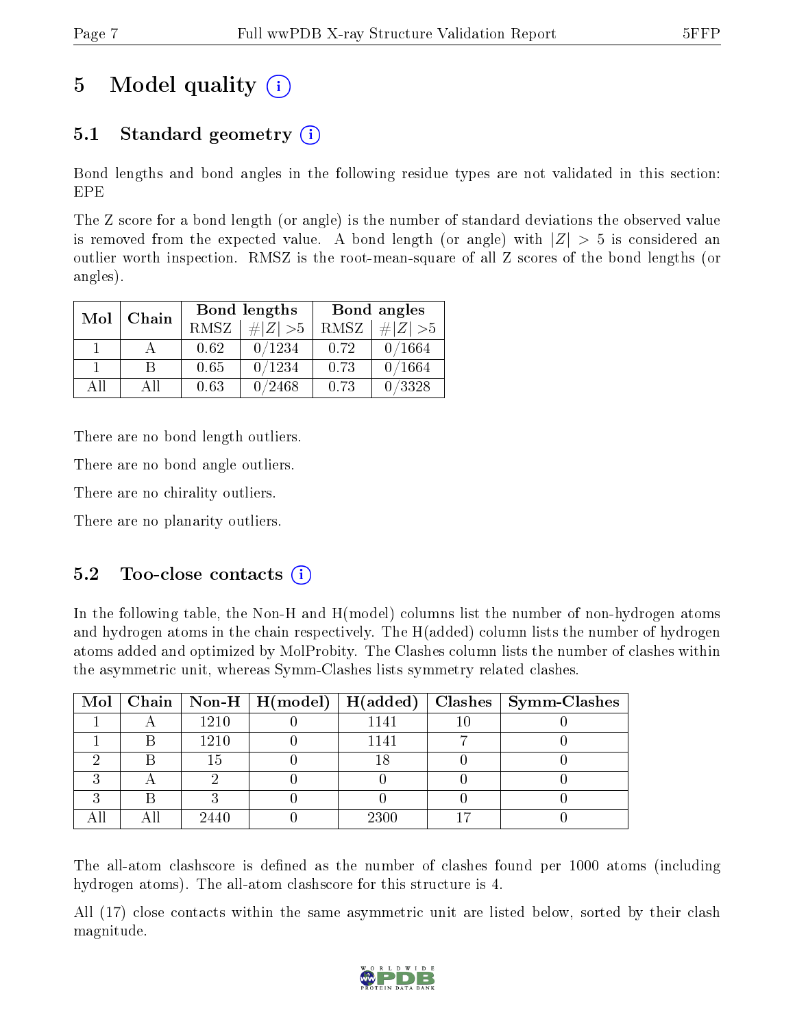# 5 Model quality (i)

## 5.1 Standard geometry (i)

Bond lengths and bond angles in the following residue types are not validated in this section: EPE

The Z score for a bond length (or angle) is the number of standard deviations the observed value is removed from the expected value. A bond length (or angle) with $|Z| > 5$ is considered an outlier worth inspection. RMSZ is the root-mean-square of all Z scores of the bond lengths (or angles).

| Mol | Chain | Bond lengths | | Bond angles | |
|---|---|---|---|---|---|
| | | RMSZ | $\#\|Z\|>5$ | RMSZ | $\#\|Z\|>5$ |
| 1 | A | 0.62 | 0/1234 | 0.72 | 0/1664 |
| 1 | B | 0.65 | 0/1234 | 0.73 | 0/1664 |
| All | All | 0.63 | 0/2468 | 0.73 | 0/3328 |

There are no bond length outliers.

There are no bond angle outliers.

There are no chirality outliers.

There are no planarity outliers.

## 5.2 Too-close contacts (i)

In the following table, the Non-H and H(model) columns list the number of non-hydrogen atoms and hydrogen atoms in the chain respectively. The H(added) column lists the number of hydrogen atoms added and optimized by MolProbity. The Clashes column lists the number of clashes within the asymmetric unit, whereas Symm-Clashes lists symmetry related clashes.

| Mol | Chain | Non-H | H(model) | H(added) | Clashes | Symm-Clashes |
|---|---|---|---|---|---|---|
| 1 | A | 1210 | 0 | 1141 | 10 | 0 |
| 1 | B | 1210 | 0 | 1141 | 7 | 0 |
| 2 | B | 15 | 0 | 18 | 0 | 0 |
| 3 | A | 2 | 0 | 0 | 0 | 0 |
| 3 | B | 3 | 0 | 0 | 0 | 0 |
| All | All | 2440 | 0 | 2300 | 17 | 0 |

The all-atom clashscore is defined as the number of clashes found per 1000 atoms (including hydrogen atoms). The all-atom clashscore for this structure is 4.

All (17) close contacts within the same asymmetric unit are listed below, sorted by their clash magnitude.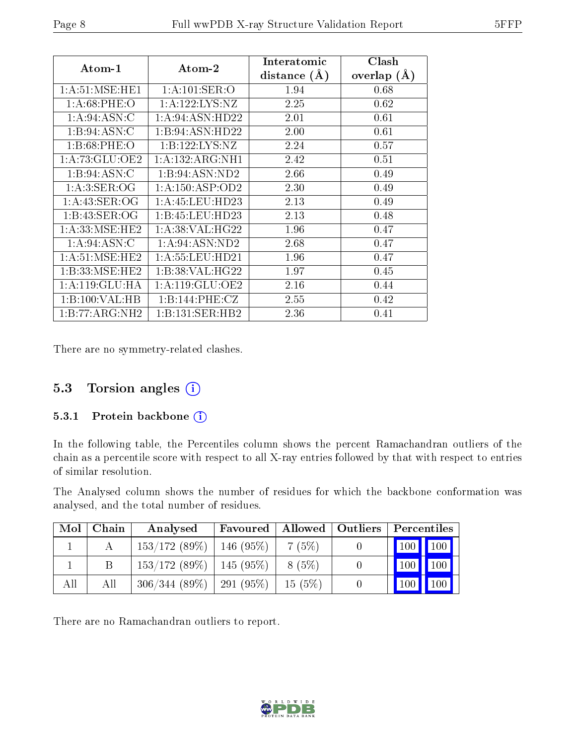| Atom-1 | Atom-2 | Interatomic distance (Å) | Clash overlap (Å) |
|---|---|---|---|
| 1:A:51:MSE:HE1 | 1:A:101:SER:O | 1.94 | 0.68 |
| 1:A:68:PHE:O | 1:A:122:LYS:NZ | 2.25 | 0.62 |
| 1:A:94:ASN:C | 1:A:94:ASN:HD22 | 2.01 | 0.61 |
| 1:B:94:ASN:C | 1:B:94:ASN:HD22 | 2.00 | 0.61 |
| 1:B:68:PHE:O | 1:B:122:LYS:NZ | 2.24 | 0.57 |
| 1:A:73:GLU:OE2 | 1:A:132:ARG:NH1 | 2.42 | 0.51 |
| 1:B:94:ASN:C | 1:B:94:ASN:ND2 | 2.66 | 0.49 |
| 1:A:3:SER:OG | 1:A:150:ASP:OD2 | 2.30 | 0.49 |
| 1:A:43:SER:OG | 1:A:45:LEU:HD23 | 2.13 | 0.49 |
| 1:B:43:SER:OG | 1:B:45:LEU:HD23 | 2.13 | 0.48 |
| 1:A:33:MSE:HE2 | 1:A:38:VAL:HG22 | 1.96 | 0.47 |
| 1:A:94:ASN:C | 1:A:94:ASN:ND2 | 2.68 | 0.47 |
| 1:A:51:MSE:HE2 | 1:A:55:LEU:HD21 | 1.96 | 0.47 |
| 1:B:33:MSE:HE2 | 1:B:38:VAL:HG22 | 1.97 | 0.45 |
| 1:A:119:GLU:HA | 1:A:119:GLU:OE2 | 2.16 | 0.44 |
| 1:B:100:VAL:HB | 1:B:144:PHE:CZ | 2.55 | 0.42 |
| 1:B:77:ARG:NH2 | 1:B:131:SER:HB2 | 2.36 | 0.41 |

There are no symmetry-related clashes.

## 5.3 Torsion angles (i)

### 5.3.1 Protein backbone (i)

In the following table, the Percentiles column shows the percent Ramachandran outliers of the chain as a percentile score with respect to all X-ray entries followed by that with respect to entries of similar resolution.

The Analysed column shows the number of residues for which the backbone conformation was analysed, and the total number of residues.

| Mol | Chain | Analysed | Favoured | Allowed | Outliers | Percentiles | |
|---|---|---|---|---|---|---|---|
| 1 | A | 153/172 (89%) | 146 (95%) | 7 (5%) | 0 | 100 | 100 |
| 1 | B | 153/172 (89%) | 145 (95%) | 8 (5%) | 0 | 100 | 100 |
| All | All | 306/344 (89%) | 291 (95%) | 15 (5%) | 0 | 100 | 100 |

There are no Ramachandran outliers to report.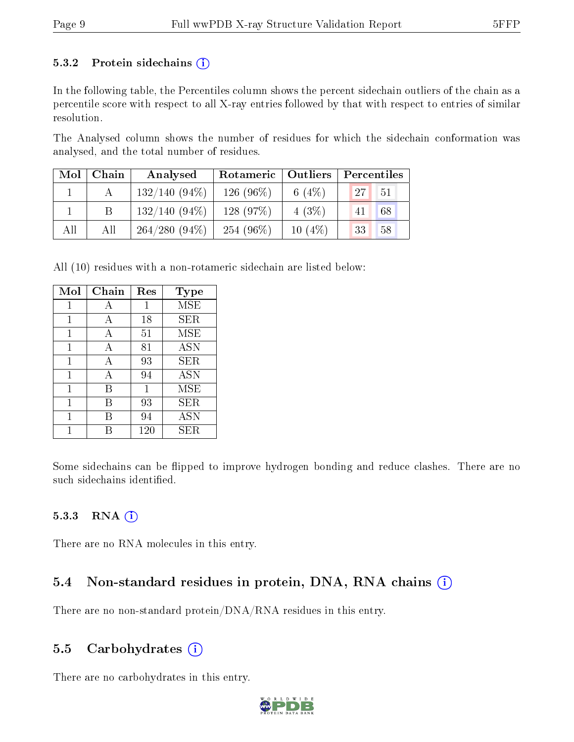### 5.3.2 Protein sidechains (i)

In the following table, the Percentiles column shows the percent sidechain outliers of the chain as a percentile score with respect to all X-ray entries followed by that with respect to entries of similar resolution.

The Analysed column shows the number of residues for which the sidechain conformation was analysed, and the total number of residues.

| Mol | Chain | Analysed | Rotameric | Outliers | Percentiles | |
|---|---|---|---|---|---|---|
| 1 | A | 132/140 (94%) | 126 (96%) | 6 (4%) | 27 | 51 |
| 1 | B | 132/140 (94%) | 128 (97%) | 4 (3%) | 41 | 68 |
| All | All | 264/280 (94%) | 254 (96%) | 10 (4%) | 33 | 58 |

All (10) residues with a non-rotameric sidechain are listed below:

| Mol | Chain | Res | Type |
|---|---|---|---|
| 1 | A | 1 | MSE |
| 1 | A | 18 | SER |
| 1 | A | 51 | MSE |
| 1 | A | 81 | ASN |
| 1 | A | 93 | SER |
| 1 | A | 94 | ASN |
| 1 | B | 1 | MSE |
| 1 | B | 93 | SER |
| 1 | B | 94 | ASN |
| 1 | B | 120 | SER |

Some sidechains can be flipped to improve hydrogen bonding and reduce clashes. There are no such sidechains identified.

### 5.3.3 RNA (i)

There are no RNA molecules in this entry.

## 5.4 Non-standard residues in protein, DNA, RNA chains (i)

There are no non-standard protein/DNA/RNA residues in this entry.

## 5.5 Carbohydrates (i)

There are no carbohydrates in this entry.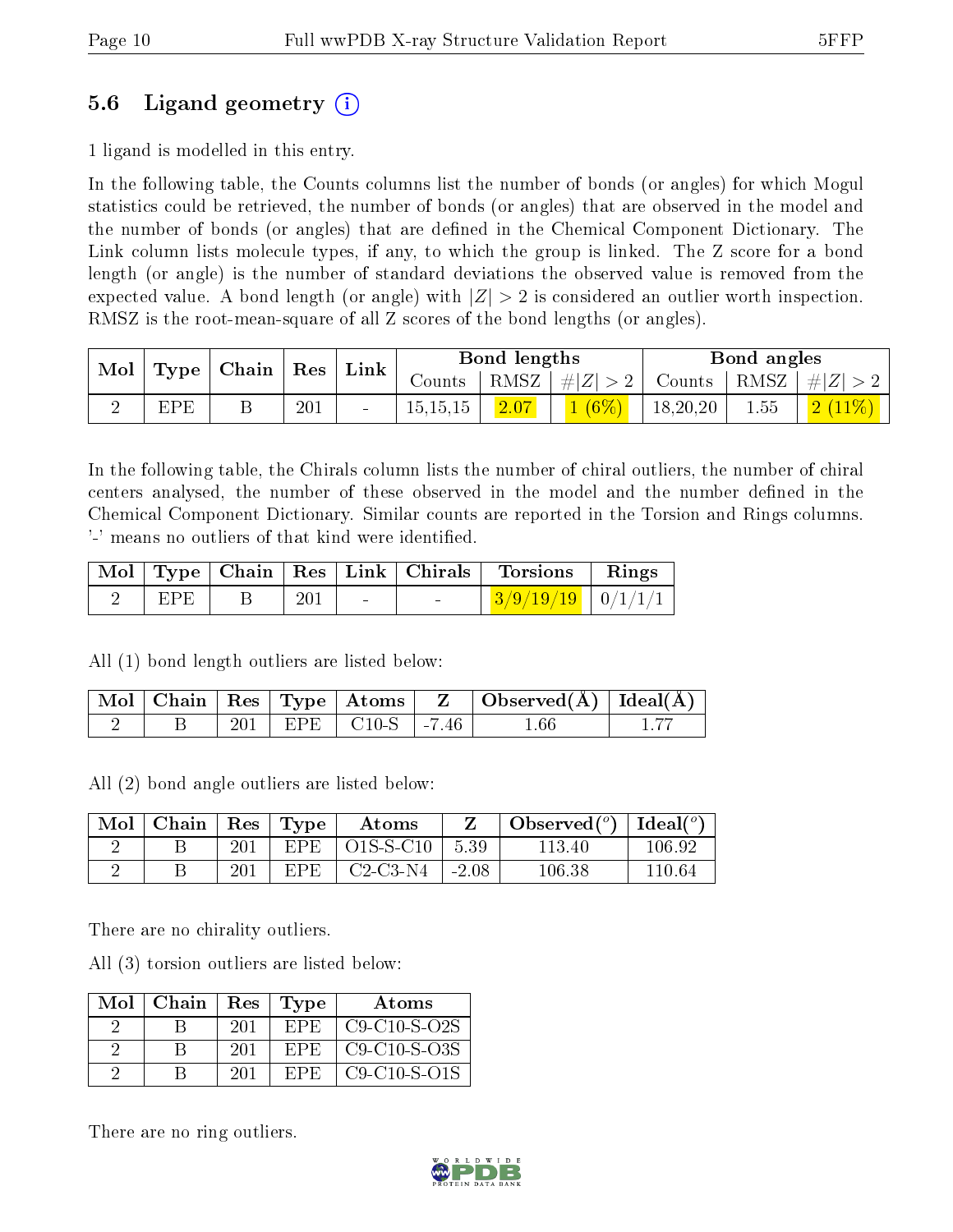## 5.6 Ligand geometry (i)

1 ligand is modelled in this entry.

In the following table, the Counts columns list the number of bonds (or angles) for which Mogul statistics could be retrieved, the number of bonds (or angles) that are observed in the model and the number of bonds (or angles) that are defined in the Chemical Component Dictionary. The Link column lists molecule types, if any, to which the group is linked. The Z score for a bond length (or angle) is the number of standard deviations the observed value is removed from the expected value. A bond length (or angle) with $|Z| > 2$ is considered an outlier worth inspection. RMSZ is the root-mean-square of all Z scores of the bond lengths (or angles).

| Mol | Type | Chain | Res | Link | Bond lengths | | | Bond angles | | |
|---|---|---|---|---|---|---|---|---|---|---|
| | | | | | Counts | RMSZ | $\#\|Z\| > 2$ | Counts | RMSZ | $\#\|Z\| > 2$ |
| 2 | EPE | B | 201 | - | 15,15,15 | 2.07 | 1 (6%) | 18,20,20 | 1.55 | 2 (11%) |

In the following table, the Chirals column lists the number of chiral outliers, the number of chiral centers analysed, the number of these observed in the model and the number defined in the Chemical Component Dictionary. Similar counts are reported in the Torsion and Rings columns. '-' means no outliers of that kind were identified.

| Mol | Type | Chain | Res | Link | Chirals | Torsions | Rings |
|---|---|---|---|---|---|---|---|
| 2 | EPE | B | 201 | - | - | 3/9/19/19 | 0/1/1/1 |

All (1) bond length outliers are listed below:

| Mol | Chain | Res | Type | Atoms | Z | Observed(Å) | Ideal(Å) |
|---|---|---|---|---|---|---|---|
| 2 | B | 201 | EPE | C10-S | -7.46 | 1.66 | 1.77 |

All (2) bond angle outliers are listed below:

| Mol | Chain | Res | Type | Atoms | Z | Observed(°) | Ideal(°) |
|---|---|---|---|---|---|---|---|
| 2 | B | 201 | EPE | O1S-S-C10 | 5.39 | 113.40 | 106.92 |
| 2 | B | 201 | EPE | C2-C3-N4 | -2.08 | 106.38 | 110.64 |

There are no chirality outliers.

All (3) torsion outliers are listed below:

| Mol | Chain | Res | Type | Atoms |
|---|---|---|---|---|
| 2 | B | 201 | EPE | C9-C10-S-O2S |
| 2 | B | 201 | EPE | C9-C10-S-O3S |
| 2 | B | 201 | EPE | C9-C10-S-O1S |

There are no ring outliers.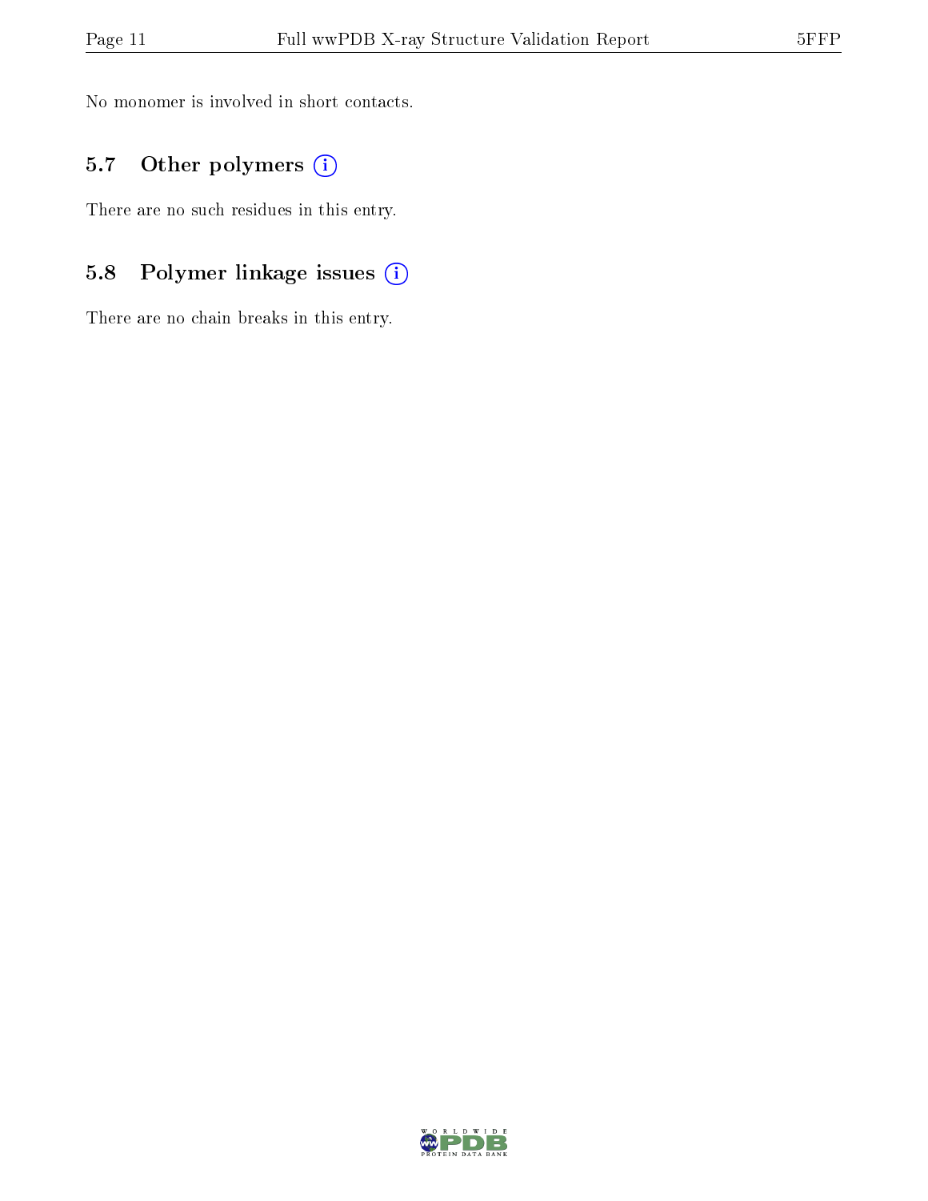No monomer is involved in short contacts.

### 5.7 Other polymers (i)

There are no such residues in this entry.

### 5.8 Polymer linkage issues (i)

There are no chain breaks in this entry.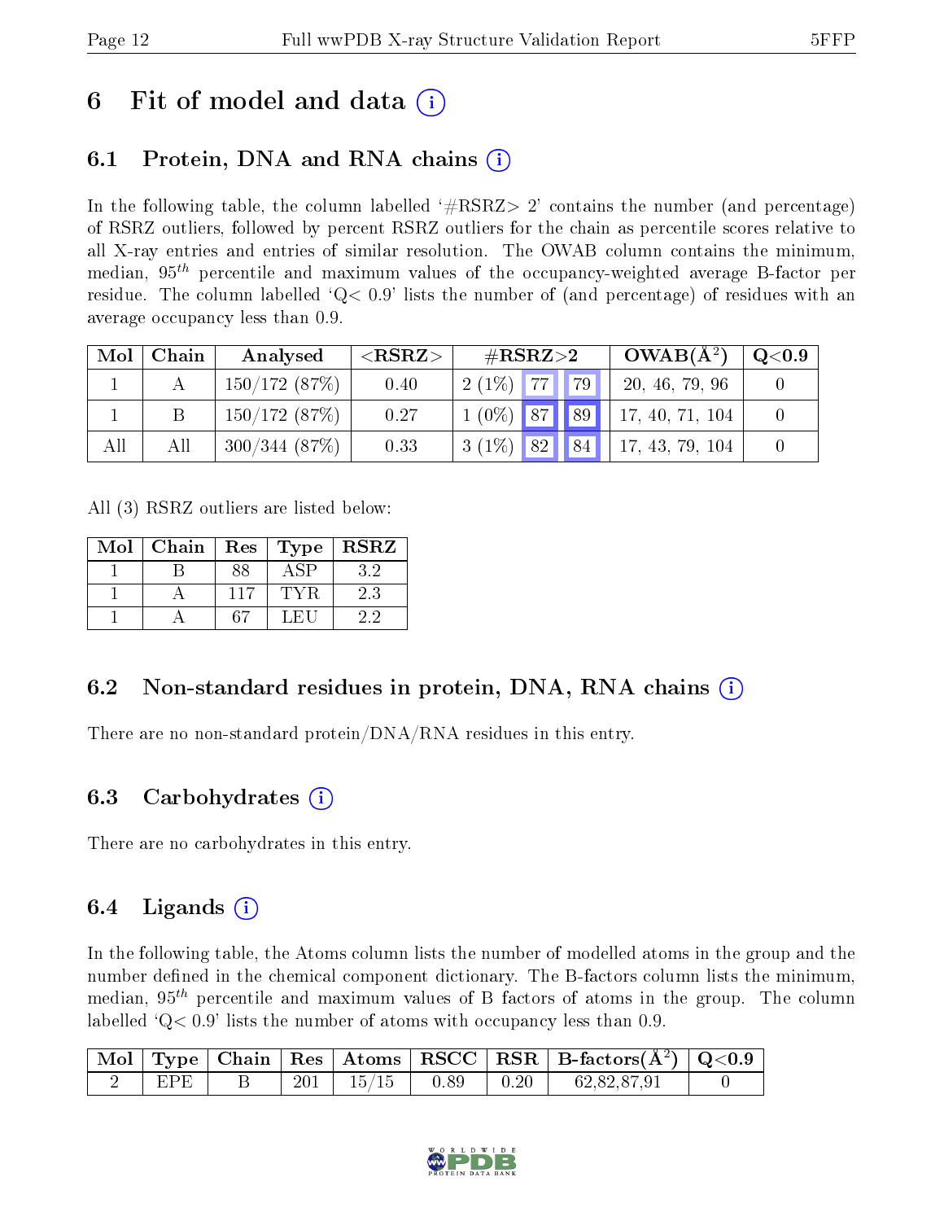# 6 Fit of model and data (i)

## 6.1 Protein, DNA and RNA chains (i)

In the following table, the column labelled '#RSRZ> 2' contains the number (and percentage) of RSRZ outliers, followed by percent RSRZ outliers for the chain as percentile scores relative to all X-ray entries and entries of similar resolution. The OWAB column contains the minimum, median, $95^{th}$ percentile and maximum values of the occupancy-weighted average B-factor per residue. The column labelled 'Q< 0.9' lists the number of (and percentage) of residues with an average occupancy less than 0.9.

| Mol | Chain | Analysed | <RSRZ> | #RSRZ>2 | | | OWAB(Å$^2$) | Q<0.9 |
|---|---|---|---|---|---|---|---|---|
| 1 | A | 150/172 (87%) | 0.40 | 2 (1%) | 77 | 79 | 20, 46, 79, 96 | 0 |
| 1 | B | 150/172 (87%) | 0.27 | 1 (0%) | 87 | 89 | 17, 40, 71, 104 | 0 |
| All | All | 300/344 (87%) | 0.33 | 3 (1%) | 82 | 84 | 17, 43, 79, 104 | 0 |

All (3) RSRZ outliers are listed below:

| Mol | Chain | Res | Type | RSRZ |
|---|---|---|---|---|
| 1 | B | 88 | ASP | 3.2 |
| 1 | A | 117 | TYR | 2.3 |
| 1 | A | 67 | LEU | 2.2 |

## 6.2 Non-standard residues in protein, DNA, RNA chains (i)

There are no non-standard protein/DNA/RNA residues in this entry.

## 6.3 Carbohydrates (i)

There are no carbohydrates in this entry.

## 6.4 Ligands (i)

In the following table, the Atoms column lists the number of modelled atoms in the group and the number defined in the chemical component dictionary. The B-factors column lists the minimum, median, $95^{th}$ percentile and maximum values of B factors of atoms in the group. The column labelled 'Q< 0.9' lists the number of atoms with occupancy less than 0.9.

| Mol | Type | Chain | Res | Atoms | RSCC | RSR | B-factors(Å$^2$) | Q<0.9 |
|---|---|---|---|---|---|---|---|---|
| 2 | EPE | B | 201 | 15/15 | 0.89 | 0.20 | 62,82,87,91 | 0 |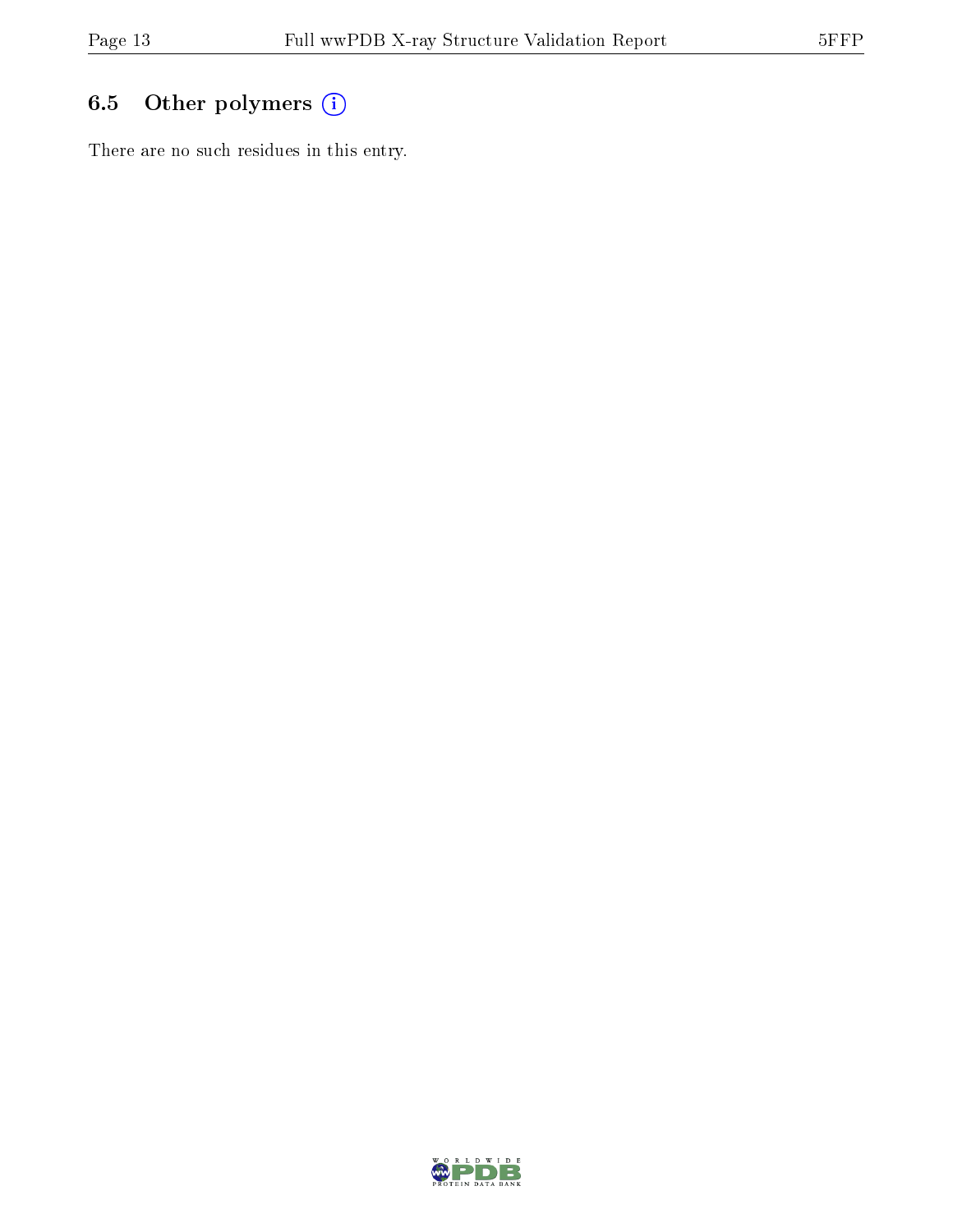## 6.5 Other polymers (i)

There are no such residues in this entry.